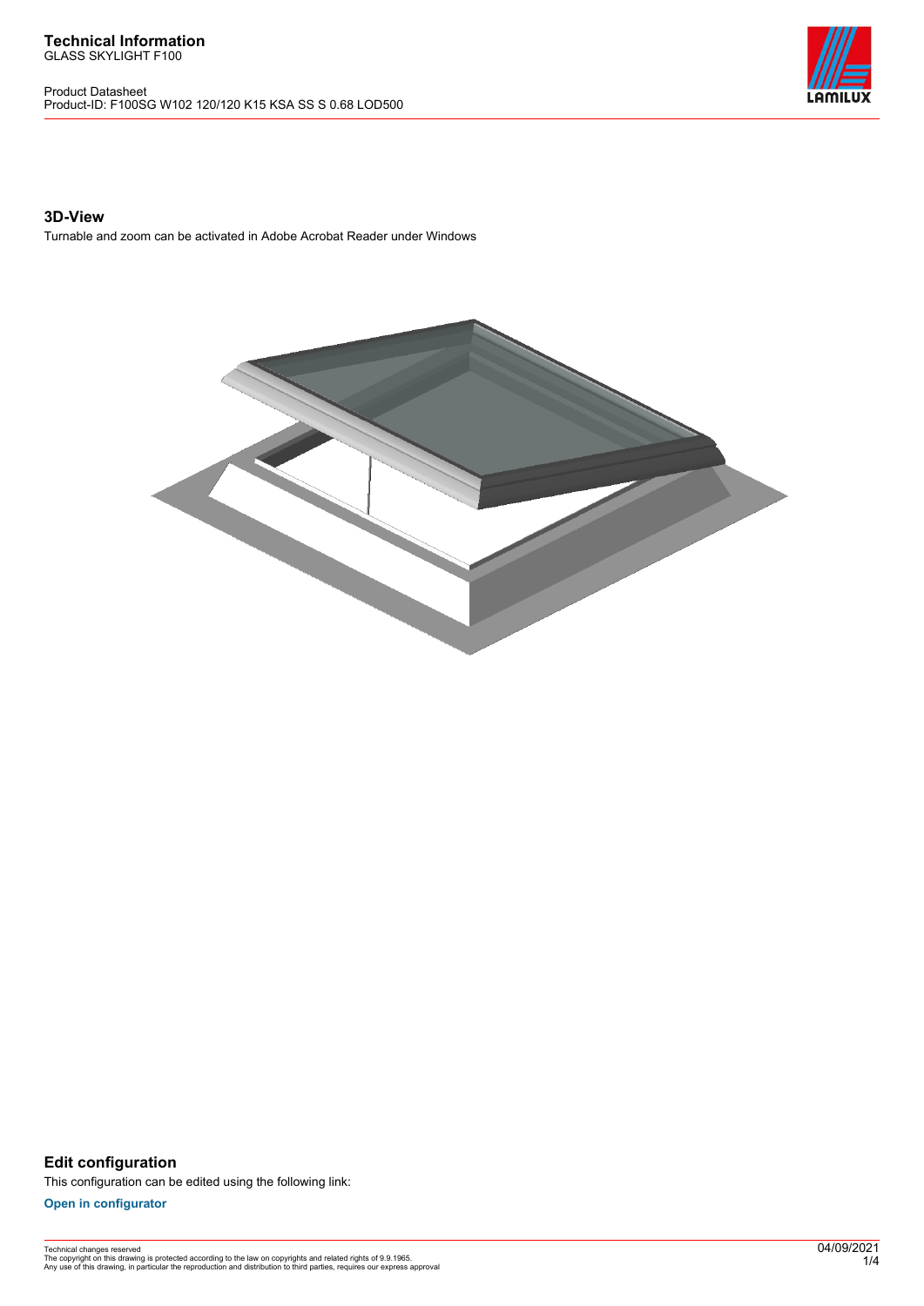# Technical Information

GLASS SKYLIGHT F100

Product Datasheet
Product-ID: F100SG W102 120/120 K15 KSA SS S 0.68 LOD500

### 3D-View

Turnable and zoom can be activated in Adobe Acrobat Reader under Windows

### Edit configuration

This configuration can be edited using the following link:

**Open in configurator**

Technical changes reserved
The copyright on this drawing is protected according to the law on copyrights and related rights of 9.9.1965.
Any use of this drawing, in particular the reproduction and distribution to third parties, requires our express approval

04/09/2021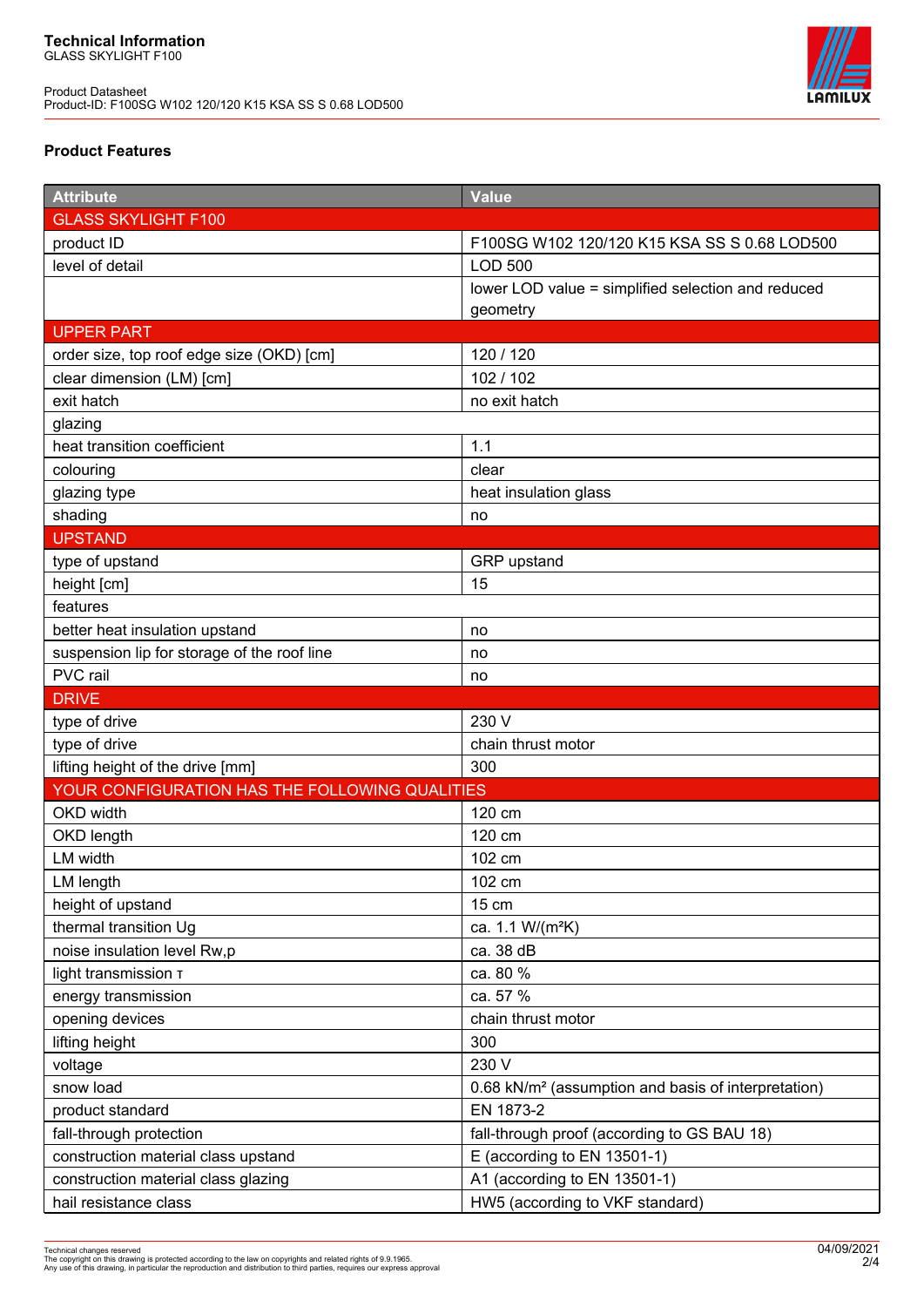**Technical Information**
GLASS SKYLIGHT F100

Product Datasheet
Product-ID: F100SG W102 120/120 K15 KSA SS S 0.68 LOD500

## Product Features

| Attribute | Value |
|---|---|
| GLASS SKYLIGHT F100 | |
| product ID | F100SG W102 120/120 K15 KSA SS S 0.68 LOD500 |
| level of detail | LOD 500 |
| | lower LOD value = simplified selection and reduced geometry |
| UPPER PART | |
| order size, top roof edge size (OKD) [cm] | 120 / 120 |
| clear dimension (LM) [cm] | 102 / 102 |
| exit hatch | no exit hatch |
| glazing | |
| heat transition coefficient | 1.1 |
| colouring | clear |
| glazing type | heat insulation glass |
| shading | no |
| UPSTAND | |
| type of upstand | GRP upstand |
| height [cm] | 15 |
| features | |
| better heat insulation upstand | no |
| suspension lip for storage of the roof line | no |
| PVC rail | no |
| DRIVE | |
| type of drive | 230 V |
| type of drive | chain thrust motor |
| lifting height of the drive [mm] | 300 |
| YOUR CONFIGURATION HAS THE FOLLOWING QUALITIES | |
| OKD width | 120 cm |
| OKD length | 120 cm |
| LM width | 102 cm |
| LM length | 102 cm |
| height of upstand | 15 cm |
| thermal transition Ug | ca. 1.1 W/(m²K) |
| noise insulation level Rw,p | ca. 38 dB |
| light transmission τ | ca. 80 % |
| energy transmission | ca. 57 % |
| opening devices | chain thrust motor |
| lifting height | 300 |
| voltage | 230 V |
| snow load | 0.68 kN/m² (assumption and basis of interpretation) |
| product standard | EN 1873-2 |
| fall-through protection | fall-through proof (according to GS BAU 18) |
| construction material class upstand | E (according to EN 13501-1) |
| construction material class glazing | A1 (according to EN 13501-1) |
| hail resistance class | HW5 (according to VKF standard) |

Technical changes reserved
The copyright on this drawing is protected according to the law on copyrights and related rights of 9.9.1965.
Any use of this drawing, in particular the reproduction and distribution to third parties, requires our express approval

04/09/2021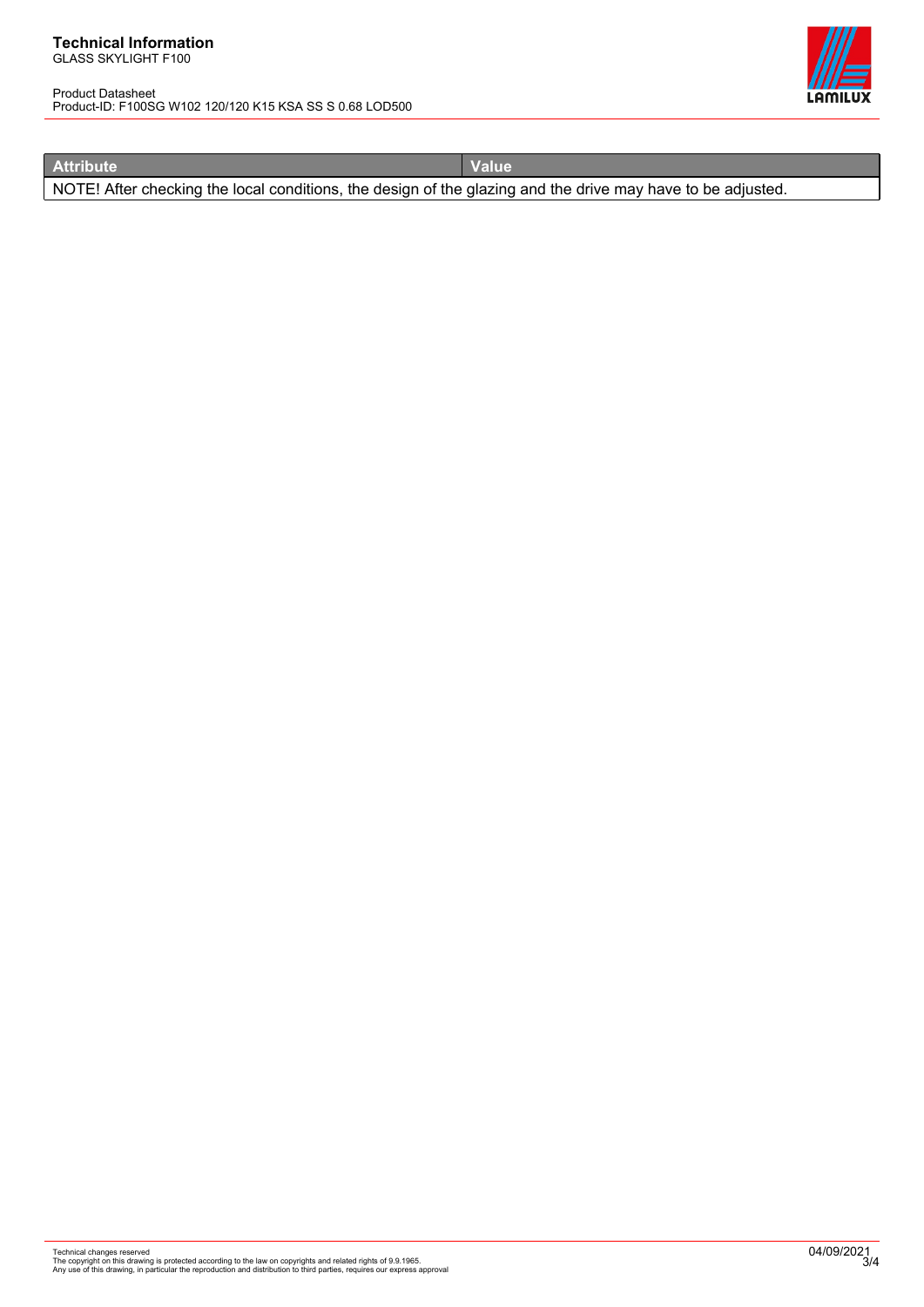| Attribute | Value |
| --- | --- |
| NOTE! After checking the local conditions, the design of the glazing and the drive may have to be adjusted. | |

Technical changes reserved
The copyright on this drawing is protected according to the law on copyrights and related rights of 9.9.1965.
Any use of this drawing, in particular the reproduction and distribution to third parties, requires our express approval

04/09/2021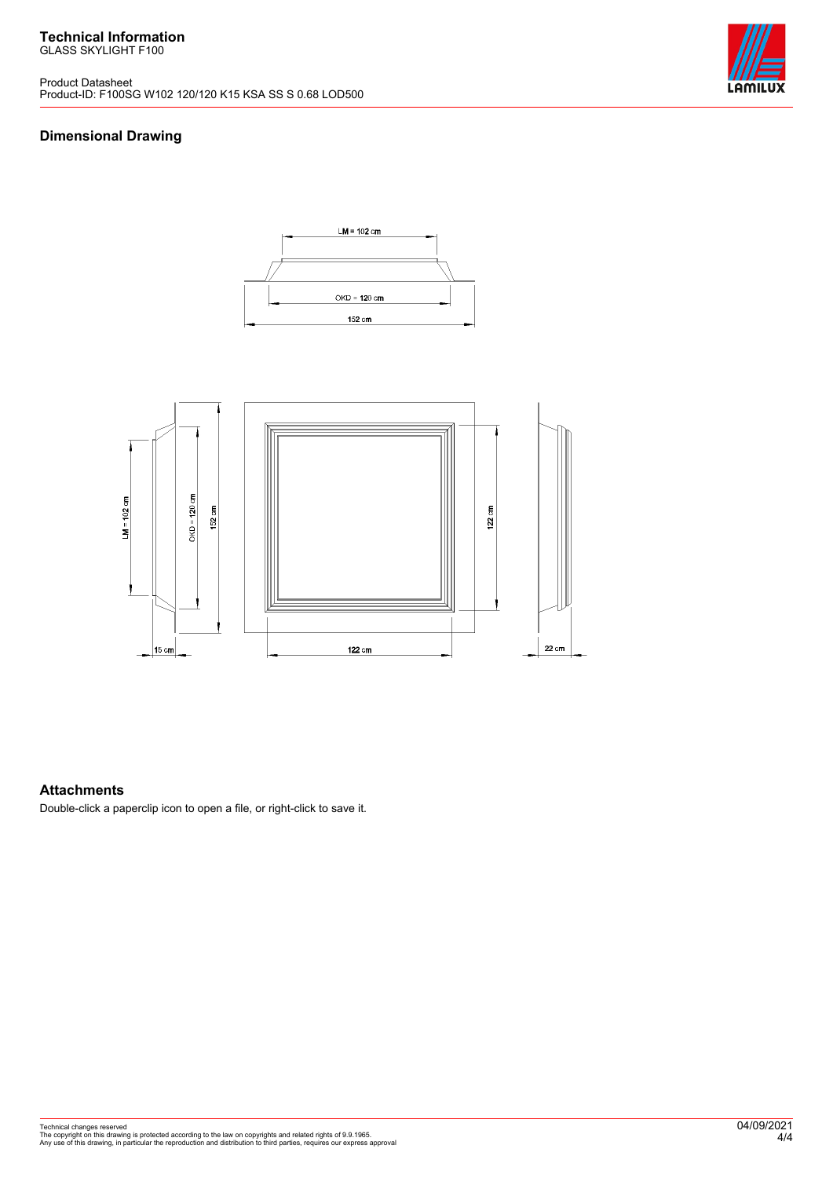# Technical Information
GLASS SKYLIGHT F100

Product Datasheet
Product-ID: F100SG W102 120/120 K15 KSA SS S 0.68 LOD500

## Dimensional Drawing

LM = 102 cm

OKD = 120 cm

152 cm

LM = 102 cm

OKD = 120 cm

152 cm

122 cm

122 cm

15 cm

22 cm

## Attachments

Double-click a paperclip icon to open a file, or right-click to save it.

Technical changes reserved
The copyright on this drawing is protected according to the law on copyrights and related rights of 9.9.1965.
Any use of this drawing, in particular the reproduction and distribution to third parties, requires our express approval

04/09/2021